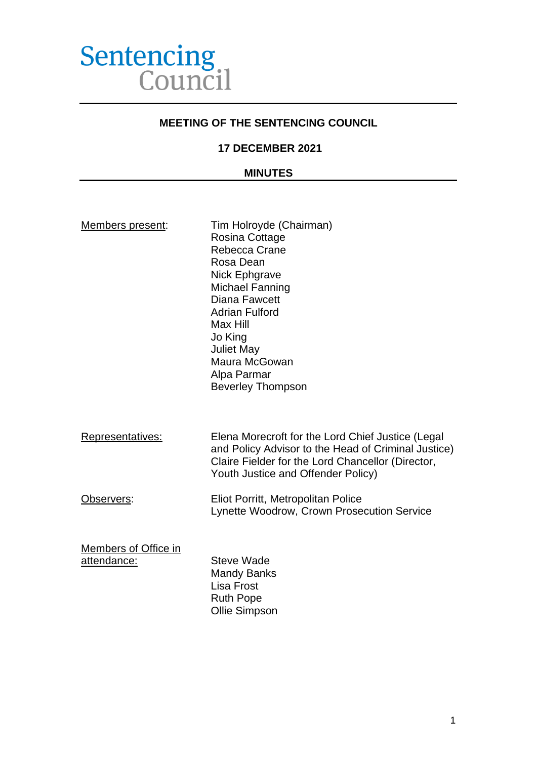Sentencing Council

# MEETING OF THE SENTENCING COUNCIL

## 17 DECEMBER 2021

## MINUTES

| | |
|---|---|
| Members present: | Tim Holroyde (Chairman)<br>Rosina Cottage<br>Rebecca Crane<br>Rosa Dean<br>Nick Ephgrave<br>Michael Fanning<br>Diana Fawcett<br>Adrian Fulford<br>Max Hill<br>Jo King<br>Juliet May<br>Maura McGowan<br>Alpa Parmar<br>Beverley Thompson |
| Representatives: | Elena Morecroft for the Lord Chief Justice (Legal and Policy Advisor to the Head of Criminal Justice)<br>Claire Fielder for the Lord Chancellor (Director, Youth Justice and Offender Policy) |
| Observers: | Eliot Porritt, Metropolitan Police<br>Lynette Woodrow, Crown Prosecution Service |
| Members of Office in attendance: | Steve Wade<br>Mandy Banks<br>Lisa Frost<br>Ruth Pope<br>Ollie Simpson |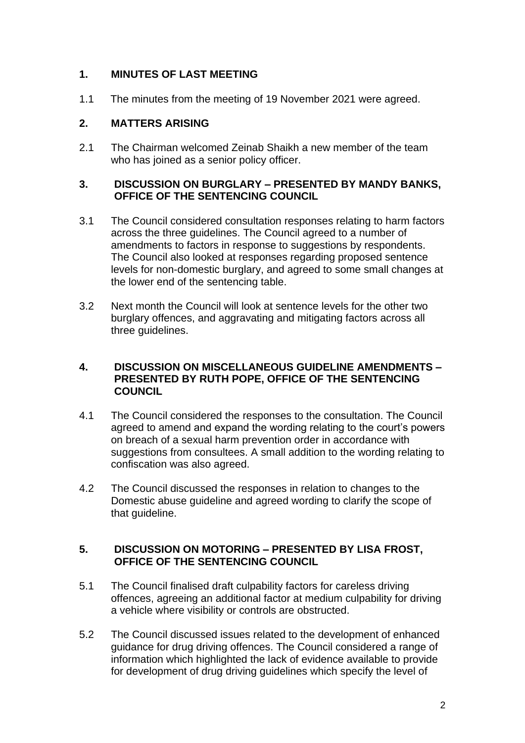## 1. MINUTES OF LAST MEETING

1.1 The minutes from the meeting of 19 November 2021 were agreed.

## 2. MATTERS ARISING

2.1 The Chairman welcomed Zeinab Shaikh a new member of the team who has joined as a senior policy officer.

## 3. DISCUSSION ON BURGLARY – PRESENTED BY MANDY BANKS, OFFICE OF THE SENTENCING COUNCIL

3.1 The Council considered consultation responses relating to harm factors across the three guidelines. The Council agreed to a number of amendments to factors in response to suggestions by respondents. The Council also looked at responses regarding proposed sentence levels for non-domestic burglary, and agreed to some small changes at the lower end of the sentencing table.

3.2 Next month the Council will look at sentence levels for the other two burglary offences, and aggravating and mitigating factors across all three guidelines.

## 4. DISCUSSION ON MISCELLANEOUS GUIDELINE AMENDMENTS – PRESENTED BY RUTH POPE, OFFICE OF THE SENTENCING COUNCIL

4.1 The Council considered the responses to the consultation. The Council agreed to amend and expand the wording relating to the court's powers on breach of a sexual harm prevention order in accordance with suggestions from consultees. A small addition to the wording relating to confiscation was also agreed.

4.2 The Council discussed the responses in relation to changes to the Domestic abuse guideline and agreed wording to clarify the scope of that guideline.

## 5. DISCUSSION ON MOTORING – PRESENTED BY LISA FROST, OFFICE OF THE SENTENCING COUNCIL

5.1 The Council finalised draft culpability factors for careless driving offences, agreeing an additional factor at medium culpability for driving a vehicle where visibility or controls are obstructed.

5.2 The Council discussed issues related to the development of enhanced guidance for drug driving offences. The Council considered a range of information which highlighted the lack of evidence available to provide for development of drug driving guidelines which specify the level of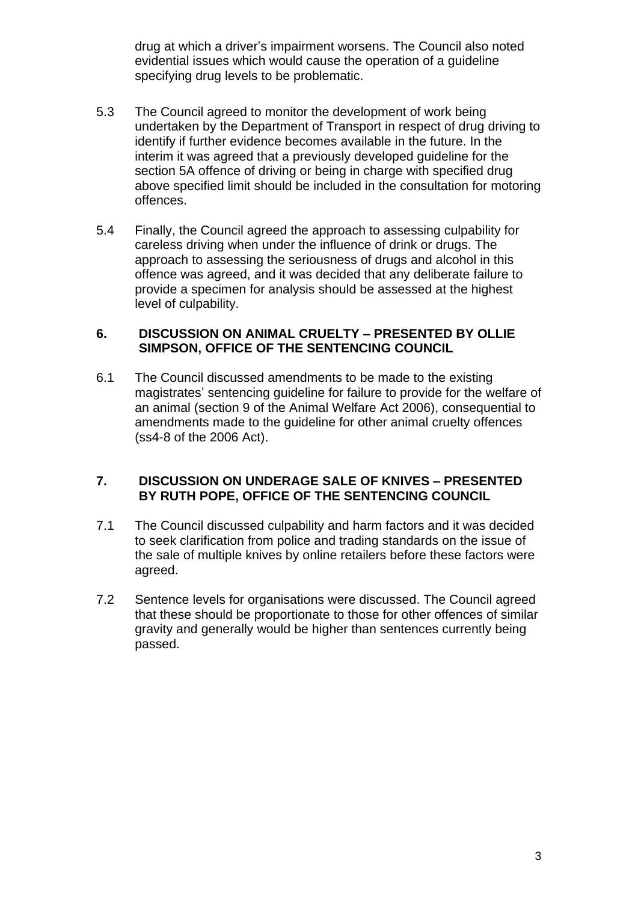drug at which a driver's impairment worsens. The Council also noted evidential issues which would cause the operation of a guideline specifying drug levels to be problematic.

5.3 The Council agreed to monitor the development of work being undertaken by the Department of Transport in respect of drug driving to identify if further evidence becomes available in the future. In the interim it was agreed that a previously developed guideline for the section 5A offence of driving or being in charge with specified drug above specified limit should be included in the consultation for motoring offences.

5.4 Finally, the Council agreed the approach to assessing culpability for careless driving when under the influence of drink or drugs. The approach to assessing the seriousness of drugs and alcohol in this offence was agreed, and it was decided that any deliberate failure to provide a specimen for analysis should be assessed at the highest level of culpability.

## 6. DISCUSSION ON ANIMAL CRUELTY – PRESENTED BY OLLIE SIMPSON, OFFICE OF THE SENTENCING COUNCIL

6.1 The Council discussed amendments to be made to the existing magistrates' sentencing guideline for failure to provide for the welfare of an animal (section 9 of the Animal Welfare Act 2006), consequential to amendments made to the guideline for other animal cruelty offences (ss4-8 of the 2006 Act).

## 7. DISCUSSION ON UNDERAGE SALE OF KNIVES – PRESENTED BY RUTH POPE, OFFICE OF THE SENTENCING COUNCIL

7.1 The Council discussed culpability and harm factors and it was decided to seek clarification from police and trading standards on the issue of the sale of multiple knives by online retailers before these factors were agreed.

7.2 Sentence levels for organisations were discussed. The Council agreed that these should be proportionate to those for other offences of similar gravity and generally would be higher than sentences currently being passed.